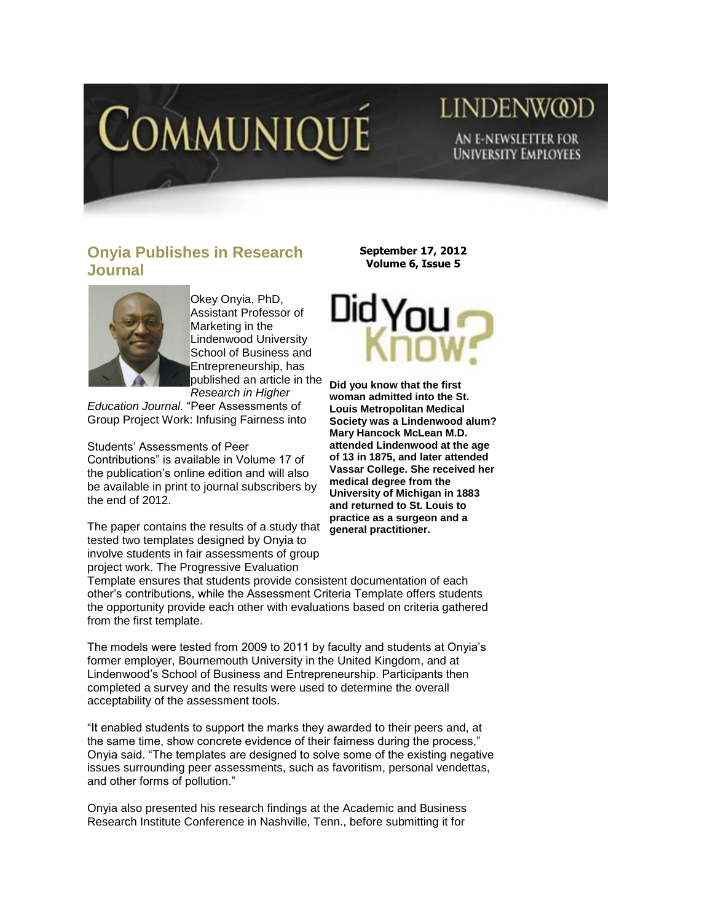# COMMUNIQUÉ

LINDENWOOD

AN E-NEWSLETTER FOR UNIVERSITY EMPLOYEES

## Onyia Publishes in Research Journal

Okey Onyia, PhD, Assistant Professor of Marketing in the Lindenwood University School of Business and Entrepreneurship, has published an article in the *Research in Higher Education Journal.* "Peer Assessments of Group Project Work: Infusing Fairness into Students' Assessments of Peer Contributions" is available in Volume 17 of the publication's online edition and will also be available in print to journal subscribers by the end of 2012.

The paper contains the results of a study that tested two templates designed by Onyia to involve students in fair assessments of group project work. The Progressive Evaluation Template ensures that students provide consistent documentation of each other's contributions, while the Assessment Criteria Template offers students the opportunity provide each other with evaluations based on criteria gathered from the first template.

The models were tested from 2009 to 2011 by faculty and students at Onyia's former employer, Bournemouth University in the United Kingdom, and at Lindenwood's School of Business and Entrepreneurship. Participants then completed a survey and the results were used to determine the overall acceptability of the assessment tools.

"It enabled students to support the marks they awarded to their peers and, at the same time, show concrete evidence of their fairness during the process," Onyia said. "The templates are designed to solve some of the existing negative issues surrounding peer assessments, such as favoritism, personal vendettas, and other forms of pollution."

Onyia also presented his research findings at the Academic and Business Research Institute Conference in Nashville, Tenn., before submitting it for

**September 17, 2012**
**Volume 6, Issue 5**

Did You Know?

**Did you know that the first woman admitted into the St. Louis Metropolitan Medical Society was a Lindenwood alum? Mary Hancock McLean M.D. attended Lindenwood at the age of 13 in 1875, and later attended Vassar College. She received her medical degree from the University of Michigan in 1883 and returned to St. Louis to practice as a surgeon and a general practitioner.**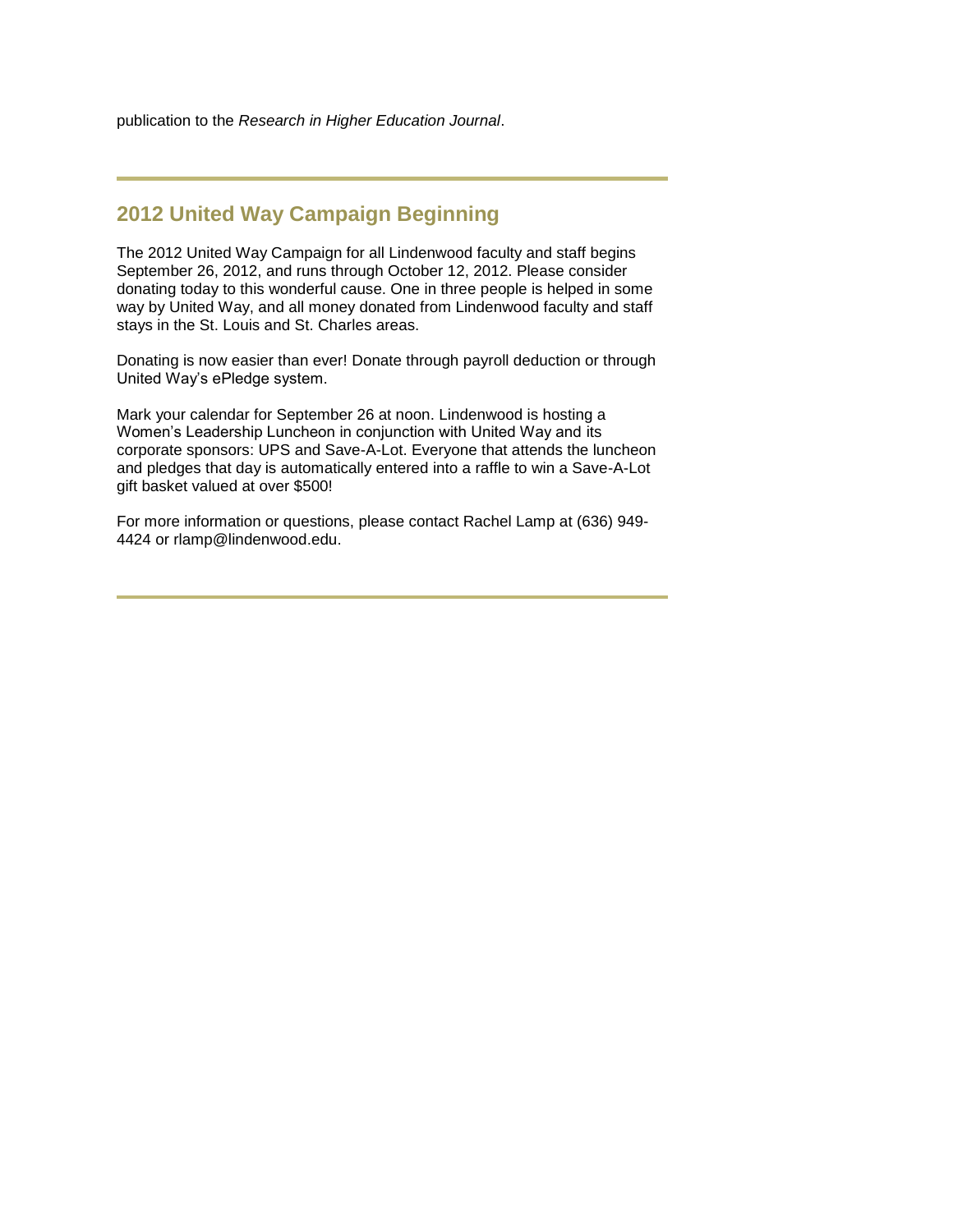publication to the *Research in Higher Education Journal*.

---

## 2012 United Way Campaign Beginning

The 2012 United Way Campaign for all Lindenwood faculty and staff begins September 26, 2012, and runs through October 12, 2012. Please consider donating today to this wonderful cause. One in three people is helped in some way by United Way, and all money donated from Lindenwood faculty and staff stays in the St. Louis and St. Charles areas.

Donating is now easier than ever! Donate through payroll deduction or through United Way's ePledge system.

Mark your calendar for September 26 at noon. Lindenwood is hosting a Women's Leadership Luncheon in conjunction with United Way and its corporate sponsors: UPS and Save-A-Lot. Everyone that attends the luncheon and pledges that day is automatically entered into a raffle to win a Save-A-Lot gift basket valued at over $500!

For more information or questions, please contact Rachel Lamp at (636) 949-4424 or rlamp@lindenwood.edu.

---